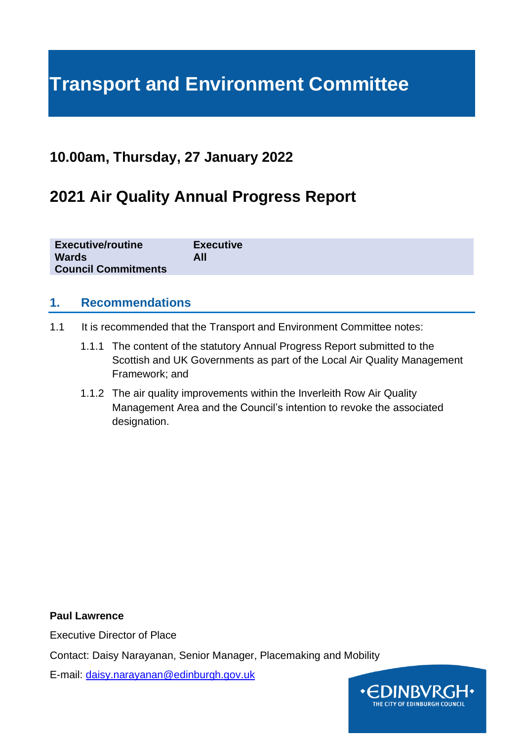# Transport and Environment Committee

## 10.00am, Thursday, 27 January 2022

## 2021 Air Quality Annual Progress Report

| | |
|---|---|
| **Executive/routine** | **Executive** |
| **Wards** | **All** |
| **Council Commitments** | |

## 1. Recommendations

1.1 It is recommended that the Transport and Environment Committee notes:

1.1.1 The content of the statutory Annual Progress Report submitted to the Scottish and UK Governments as part of the Local Air Quality Management Framework; and

1.1.2 The air quality improvements within the Inverleith Row Air Quality Management Area and the Council's intention to revoke the associated designation.

**Paul Lawrence**

Executive Director of Place

Contact: Daisy Narayanan, Senior Manager, Placemaking and Mobility

E-mail: daisy.narayanan@edinburgh.gov.uk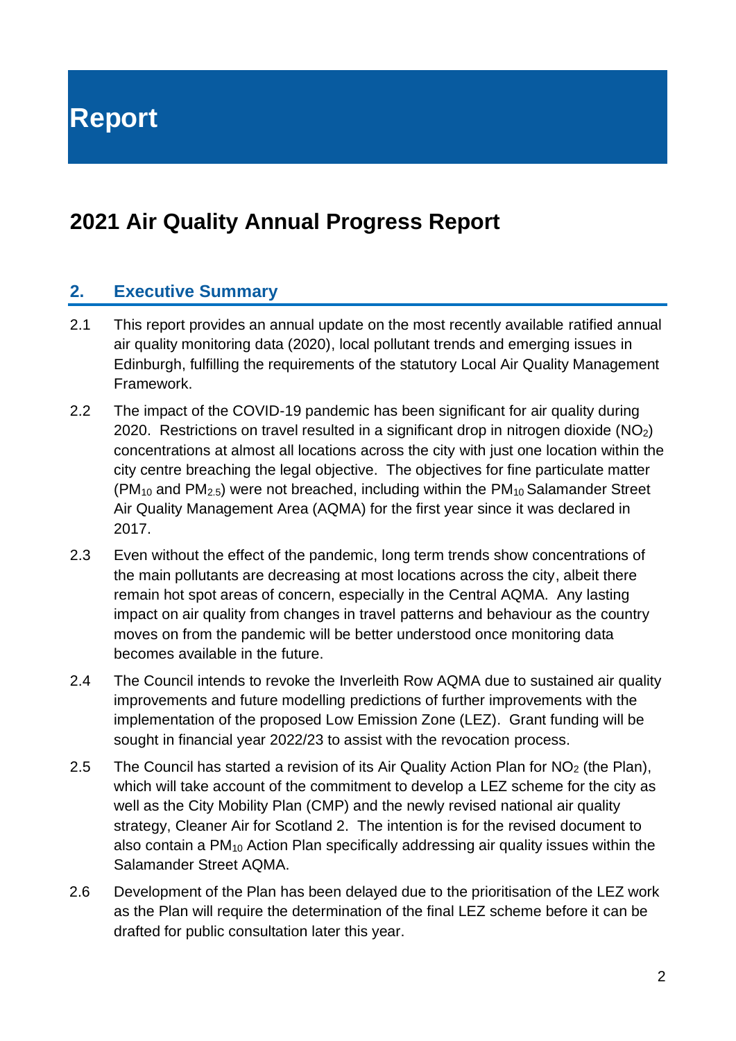# Report

## 2021 Air Quality Annual Progress Report

### 2. Executive Summary

2.1 This report provides an annual update on the most recently available ratified annual air quality monitoring data (2020), local pollutant trends and emerging issues in Edinburgh, fulfilling the requirements of the statutory Local Air Quality Management Framework.

2.2 The impact of the COVID-19 pandemic has been significant for air quality during 2020. Restrictions on travel resulted in a significant drop in nitrogen dioxide ($NO_2$) concentrations at almost all locations across the city with just one location within the city centre breaching the legal objective. The objectives for fine particulate matter ($PM_{10}$ and $PM_{2.5}$) were not breached, including within the $PM_{10}$ Salamander Street Air Quality Management Area (AQMA) for the first year since it was declared in 2017.

2.3 Even without the effect of the pandemic, long term trends show concentrations of the main pollutants are decreasing at most locations across the city, albeit there remain hot spot areas of concern, especially in the Central AQMA. Any lasting impact on air quality from changes in travel patterns and behaviour as the country moves on from the pandemic will be better understood once monitoring data becomes available in the future.

2.4 The Council intends to revoke the Inverleith Row AQMA due to sustained air quality improvements and future modelling predictions of further improvements with the implementation of the proposed Low Emission Zone (LEZ). Grant funding will be sought in financial year 2022/23 to assist with the revocation process.

2.5 The Council has started a revision of its Air Quality Action Plan for $NO_2$ (the Plan), which will take account of the commitment to develop a LEZ scheme for the city as well as the City Mobility Plan (CMP) and the newly revised national air quality strategy, Cleaner Air for Scotland 2. The intention is for the revised document to also contain a $PM_{10}$ Action Plan specifically addressing air quality issues within the Salamander Street AQMA.

2.6 Development of the Plan has been delayed due to the prioritisation of the LEZ work as the Plan will require the determination of the final LEZ scheme before it can be drafted for public consultation later this year.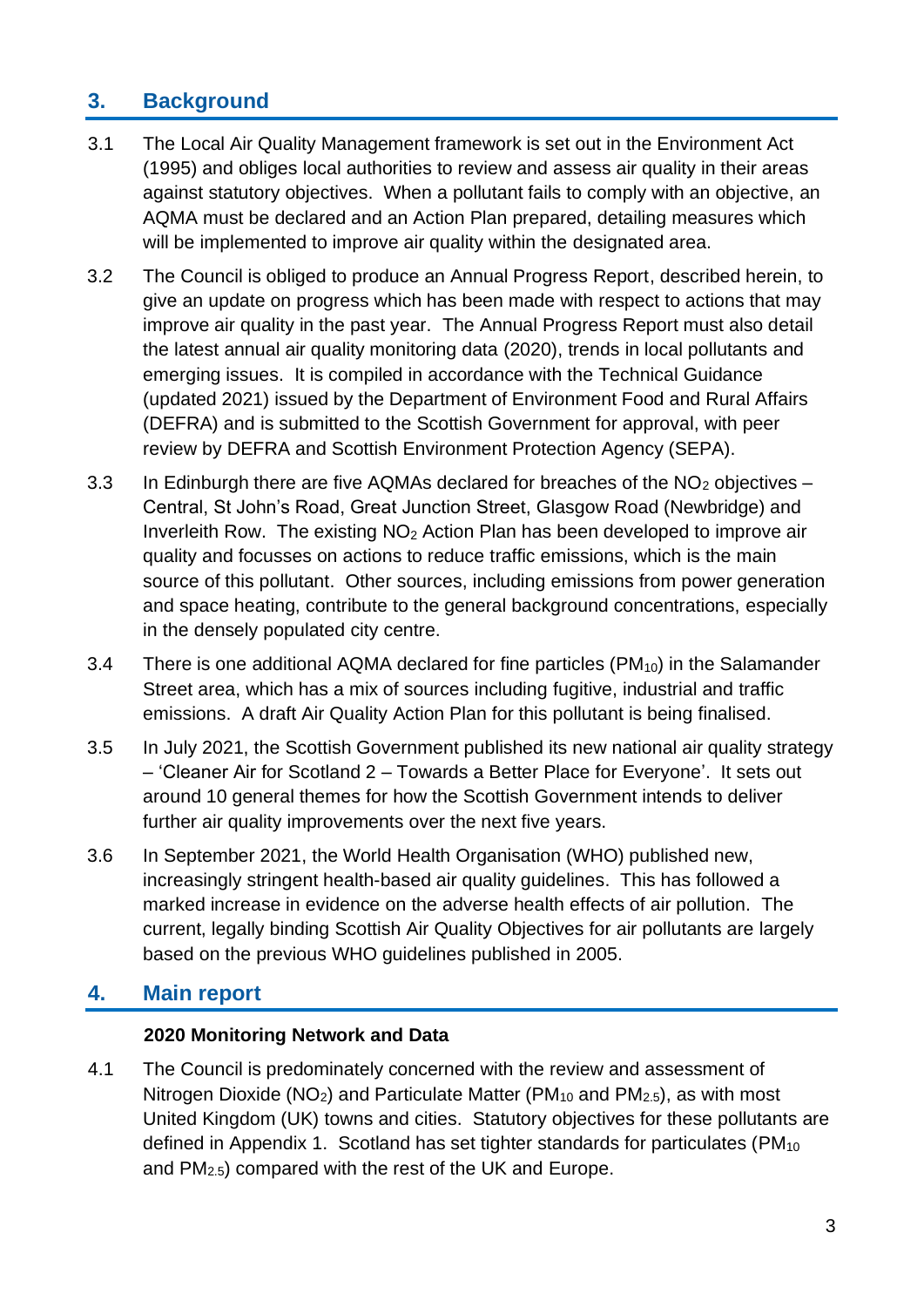## 3. Background

3.1 The Local Air Quality Management framework is set out in the Environment Act (1995) and obliges local authorities to review and assess air quality in their areas against statutory objectives. When a pollutant fails to comply with an objective, an AQMA must be declared and an Action Plan prepared, detailing measures which will be implemented to improve air quality within the designated area.

3.2 The Council is obliged to produce an Annual Progress Report, described herein, to give an update on progress which has been made with respect to actions that may improve air quality in the past year. The Annual Progress Report must also detail the latest annual air quality monitoring data (2020), trends in local pollutants and emerging issues. It is compiled in accordance with the Technical Guidance (updated 2021) issued by the Department of Environment Food and Rural Affairs (DEFRA) and is submitted to the Scottish Government for approval, with peer review by DEFRA and Scottish Environment Protection Agency (SEPA).

3.3 In Edinburgh there are five AQMAs declared for breaches of the $NO_2$ objectives – Central, St John's Road, Great Junction Street, Glasgow Road (Newbridge) and Inverleith Row. The existing $NO_2$ Action Plan has been developed to improve air quality and focusses on actions to reduce traffic emissions, which is the main source of this pollutant. Other sources, including emissions from power generation and space heating, contribute to the general background concentrations, especially in the densely populated city centre.

3.4 There is one additional AQMA declared for fine particles ($PM_{10}$) in the Salamander Street area, which has a mix of sources including fugitive, industrial and traffic emissions. A draft Air Quality Action Plan for this pollutant is being finalised.

3.5 In July 2021, the Scottish Government published its new national air quality strategy – 'Cleaner Air for Scotland 2 – Towards a Better Place for Everyone'. It sets out around 10 general themes for how the Scottish Government intends to deliver further air quality improvements over the next five years.

3.6 In September 2021, the World Health Organisation (WHO) published new, increasingly stringent health-based air quality guidelines. This has followed a marked increase in evidence on the adverse health effects of air pollution. The current, legally binding Scottish Air Quality Objectives for air pollutants are largely based on the previous WHO guidelines published in 2005.

## 4. Main report

**2020 Monitoring Network and Data**

4.1 The Council is predominately concerned with the review and assessment of Nitrogen Dioxide ($NO_2$) and Particulate Matter ($PM_{10}$ and $PM_{2.5}$), as with most United Kingdom (UK) towns and cities. Statutory objectives for these pollutants are defined in Appendix 1. Scotland has set tighter standards for particulates ($PM_{10}$ and $PM_{2.5}$) compared with the rest of the UK and Europe.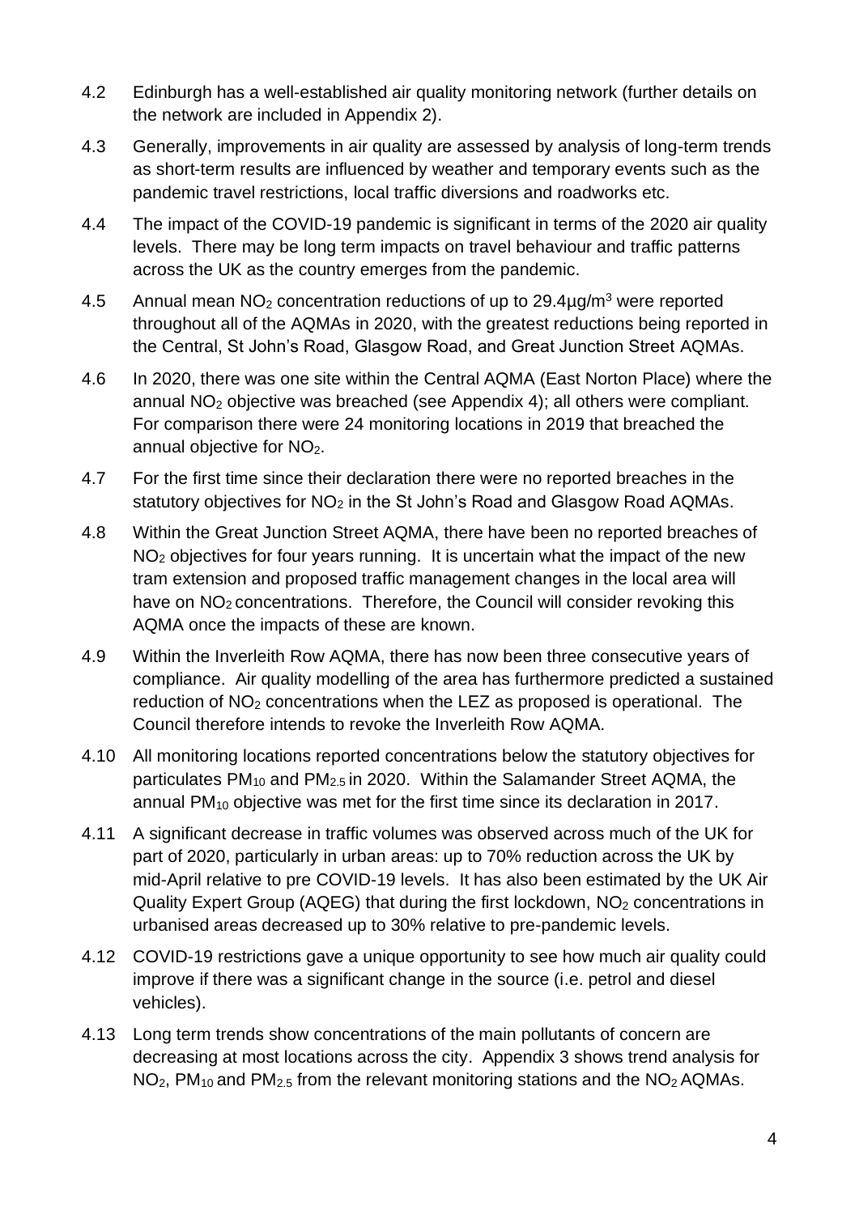4.2 Edinburgh has a well-established air quality monitoring network (further details on the network are included in Appendix 2).

4.3 Generally, improvements in air quality are assessed by analysis of long-term trends as short-term results are influenced by weather and temporary events such as the pandemic travel restrictions, local traffic diversions and roadworks etc.

4.4 The impact of the COVID-19 pandemic is significant in terms of the 2020 air quality levels. There may be long term impacts on travel behaviour and traffic patterns across the UK as the country emerges from the pandemic.

4.5 Annual mean $NO_2$ concentration reductions of up to 29.4µg/m$^3$ were reported throughout all of the AQMAs in 2020, with the greatest reductions being reported in the Central, St John's Road, Glasgow Road, and Great Junction Street AQMAs.

4.6 In 2020, there was one site within the Central AQMA (East Norton Place) where the annual $NO_2$ objective was breached (see Appendix 4); all others were compliant. For comparison there were 24 monitoring locations in 2019 that breached the annual objective for $NO_2$.

4.7 For the first time since their declaration there were no reported breaches in the statutory objectives for $NO_2$ in the St John's Road and Glasgow Road AQMAs.

4.8 Within the Great Junction Street AQMA, there have been no reported breaches of $NO_2$ objectives for four years running. It is uncertain what the impact of the new tram extension and proposed traffic management changes in the local area will have on $NO_2$ concentrations. Therefore, the Council will consider revoking this AQMA once the impacts of these are known.

4.9 Within the Inverleith Row AQMA, there has now been three consecutive years of compliance. Air quality modelling of the area has furthermore predicted a sustained reduction of $NO_2$ concentrations when the LEZ as proposed is operational. The Council therefore intends to revoke the Inverleith Row AQMA.

4.10 All monitoring locations reported concentrations below the statutory objectives for particulates $PM_{10}$ and $PM_{2.5}$ in 2020. Within the Salamander Street AQMA, the annual $PM_{10}$ objective was met for the first time since its declaration in 2017.

4.11 A significant decrease in traffic volumes was observed across much of the UK for part of 2020, particularly in urban areas: up to 70% reduction across the UK by mid-April relative to pre COVID-19 levels. It has also been estimated by the UK Air Quality Expert Group (AQEG) that during the first lockdown, $NO_2$ concentrations in urbanised areas decreased up to 30% relative to pre-pandemic levels.

4.12 COVID-19 restrictions gave a unique opportunity to see how much air quality could improve if there was a significant change in the source (i.e. petrol and diesel vehicles).

4.13 Long term trends show concentrations of the main pollutants of concern are decreasing at most locations across the city. Appendix 3 shows trend analysis for $NO_2$, $PM_{10}$ and $PM_{2.5}$ from the relevant monitoring stations and the $NO_2$ AQMAs.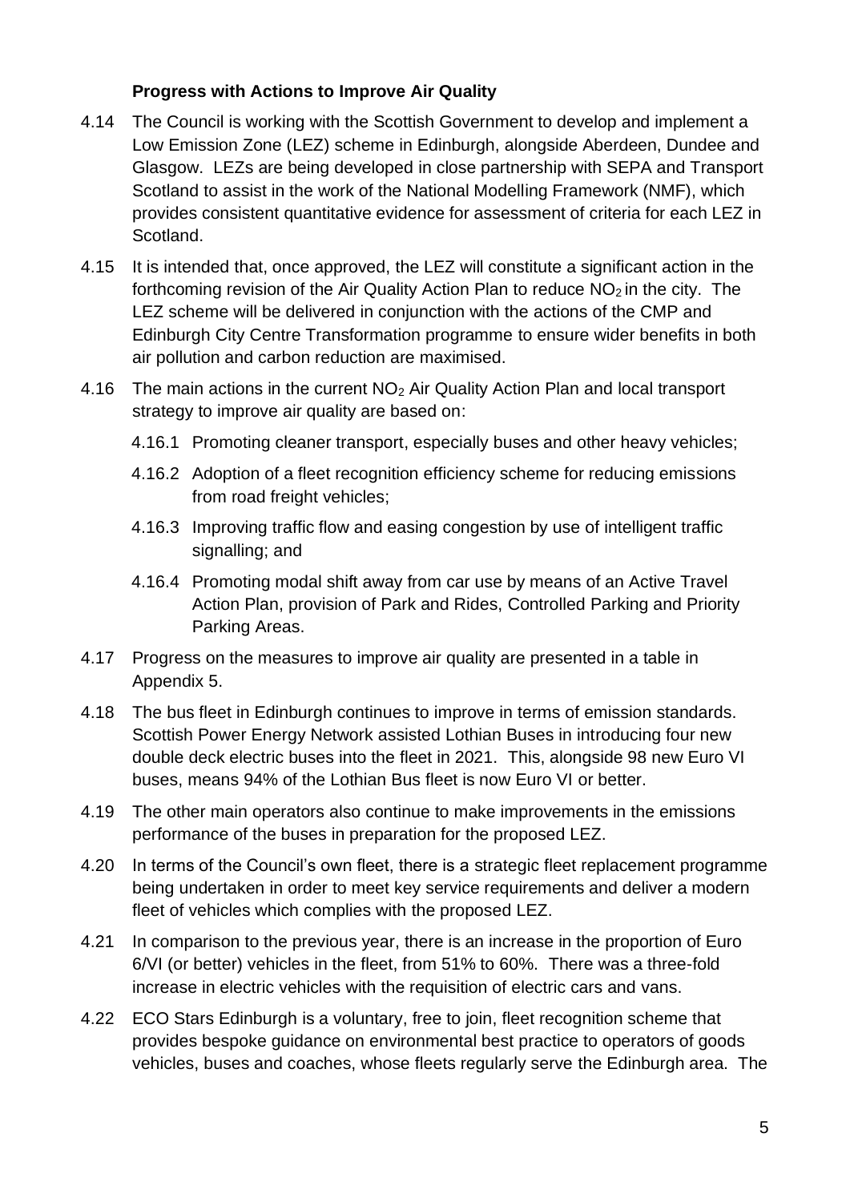### Progress with Actions to Improve Air Quality

4.14 The Council is working with the Scottish Government to develop and implement a Low Emission Zone (LEZ) scheme in Edinburgh, alongside Aberdeen, Dundee and Glasgow. LEZs are being developed in close partnership with SEPA and Transport Scotland to assist in the work of the National Modelling Framework (NMF), which provides consistent quantitative evidence for assessment of criteria for each LEZ in Scotland.

4.15 It is intended that, once approved, the LEZ will constitute a significant action in the forthcoming revision of the Air Quality Action Plan to reduce $NO_2$ in the city. The LEZ scheme will be delivered in conjunction with the actions of the CMP and Edinburgh City Centre Transformation programme to ensure wider benefits in both air pollution and carbon reduction are maximised.

4.16 The main actions in the current $NO_2$ Air Quality Action Plan and local transport strategy to improve air quality are based on:

4.16.1 Promoting cleaner transport, especially buses and other heavy vehicles;

4.16.2 Adoption of a fleet recognition efficiency scheme for reducing emissions from road freight vehicles;

4.16.3 Improving traffic flow and easing congestion by use of intelligent traffic signalling; and

4.16.4 Promoting modal shift away from car use by means of an Active Travel Action Plan, provision of Park and Rides, Controlled Parking and Priority Parking Areas.

4.17 Progress on the measures to improve air quality are presented in a table in Appendix 5.

4.18 The bus fleet in Edinburgh continues to improve in terms of emission standards. Scottish Power Energy Network assisted Lothian Buses in introducing four new double deck electric buses into the fleet in 2021. This, alongside 98 new Euro VI buses, means 94% of the Lothian Bus fleet is now Euro VI or better.

4.19 The other main operators also continue to make improvements in the emissions performance of the buses in preparation for the proposed LEZ.

4.20 In terms of the Council's own fleet, there is a strategic fleet replacement programme being undertaken in order to meet key service requirements and deliver a modern fleet of vehicles which complies with the proposed LEZ.

4.21 In comparison to the previous year, there is an increase in the proportion of Euro 6/VI (or better) vehicles in the fleet, from 51% to 60%. There was a three-fold increase in electric vehicles with the requisition of electric cars and vans.

4.22 ECO Stars Edinburgh is a voluntary, free to join, fleet recognition scheme that provides bespoke guidance on environmental best practice to operators of goods vehicles, buses and coaches, whose fleets regularly serve the Edinburgh area. The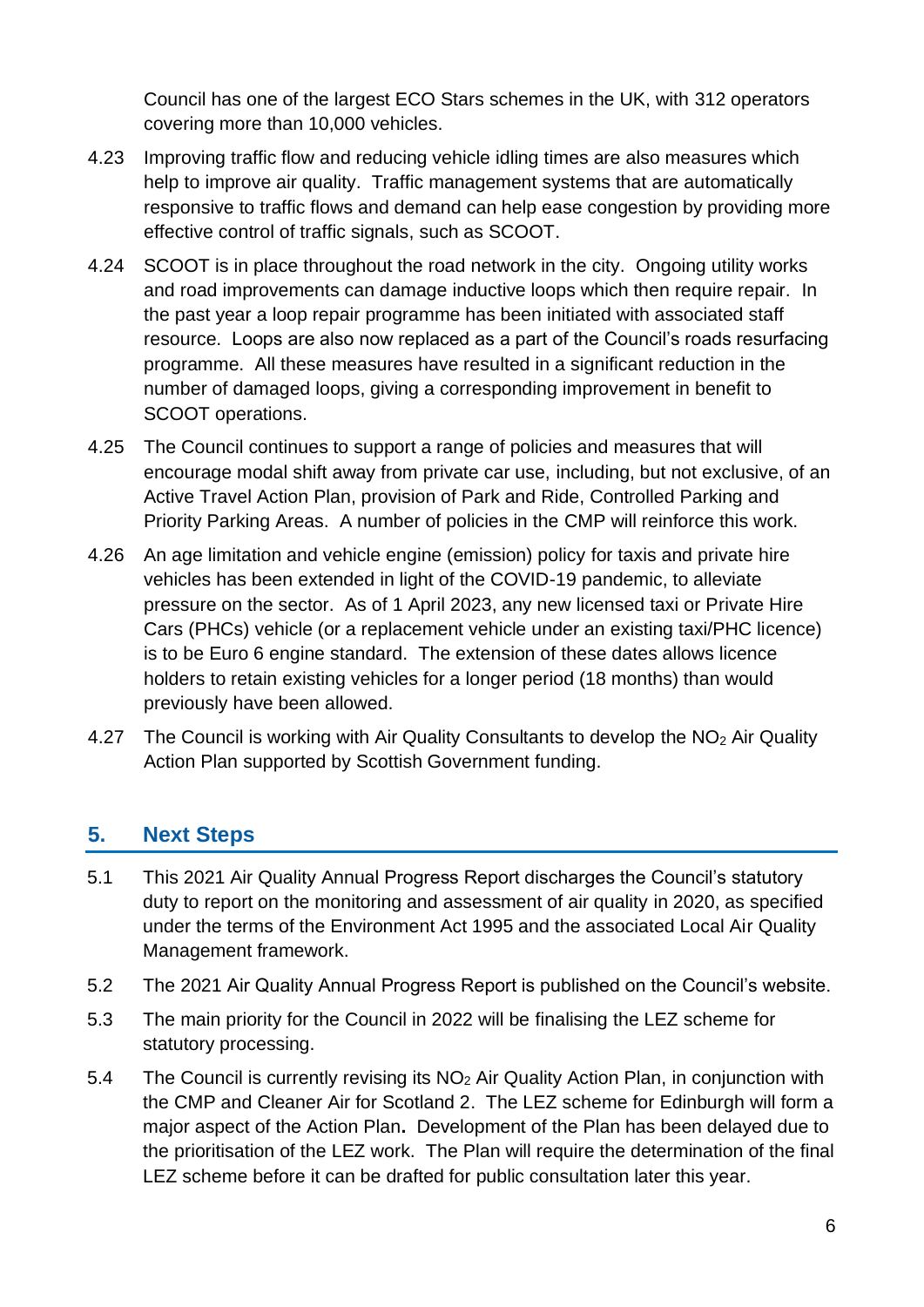Council has one of the largest ECO Stars schemes in the UK, with 312 operators covering more than 10,000 vehicles.

4.23 Improving traffic flow and reducing vehicle idling times are also measures which help to improve air quality. Traffic management systems that are automatically responsive to traffic flows and demand can help ease congestion by providing more effective control of traffic signals, such as SCOOT.

4.24 SCOOT is in place throughout the road network in the city. Ongoing utility works and road improvements can damage inductive loops which then require repair. In the past year a loop repair programme has been initiated with associated staff resource. Loops are also now replaced as a part of the Council's roads resurfacing programme. All these measures have resulted in a significant reduction in the number of damaged loops, giving a corresponding improvement in benefit to SCOOT operations.

4.25 The Council continues to support a range of policies and measures that will encourage modal shift away from private car use, including, but not exclusive, of an Active Travel Action Plan, provision of Park and Ride, Controlled Parking and Priority Parking Areas. A number of policies in the CMP will reinforce this work.

4.26 An age limitation and vehicle engine (emission) policy for taxis and private hire vehicles has been extended in light of the COVID-19 pandemic, to alleviate pressure on the sector. As of 1 April 2023, any new licensed taxi or Private Hire Cars (PHCs) vehicle (or a replacement vehicle under an existing taxi/PHC licence) is to be Euro 6 engine standard. The extension of these dates allows licence holders to retain existing vehicles for a longer period (18 months) than would previously have been allowed.

4.27 The Council is working with Air Quality Consultants to develop the $NO_2$ Air Quality Action Plan supported by Scottish Government funding.

## 5. Next Steps

5.1 This 2021 Air Quality Annual Progress Report discharges the Council's statutory duty to report on the monitoring and assessment of air quality in 2020, as specified under the terms of the Environment Act 1995 and the associated Local Air Quality Management framework.

5.2 The 2021 Air Quality Annual Progress Report is published on the Council's website.

5.3 The main priority for the Council in 2022 will be finalising the LEZ scheme for statutory processing.

5.4 The Council is currently revising its $NO_2$ Air Quality Action Plan, in conjunction with the CMP and Cleaner Air for Scotland 2. The LEZ scheme for Edinburgh will form a major aspect of the Action Plan**.** Development of the Plan has been delayed due to the prioritisation of the LEZ work. The Plan will require the determination of the final LEZ scheme before it can be drafted for public consultation later this year.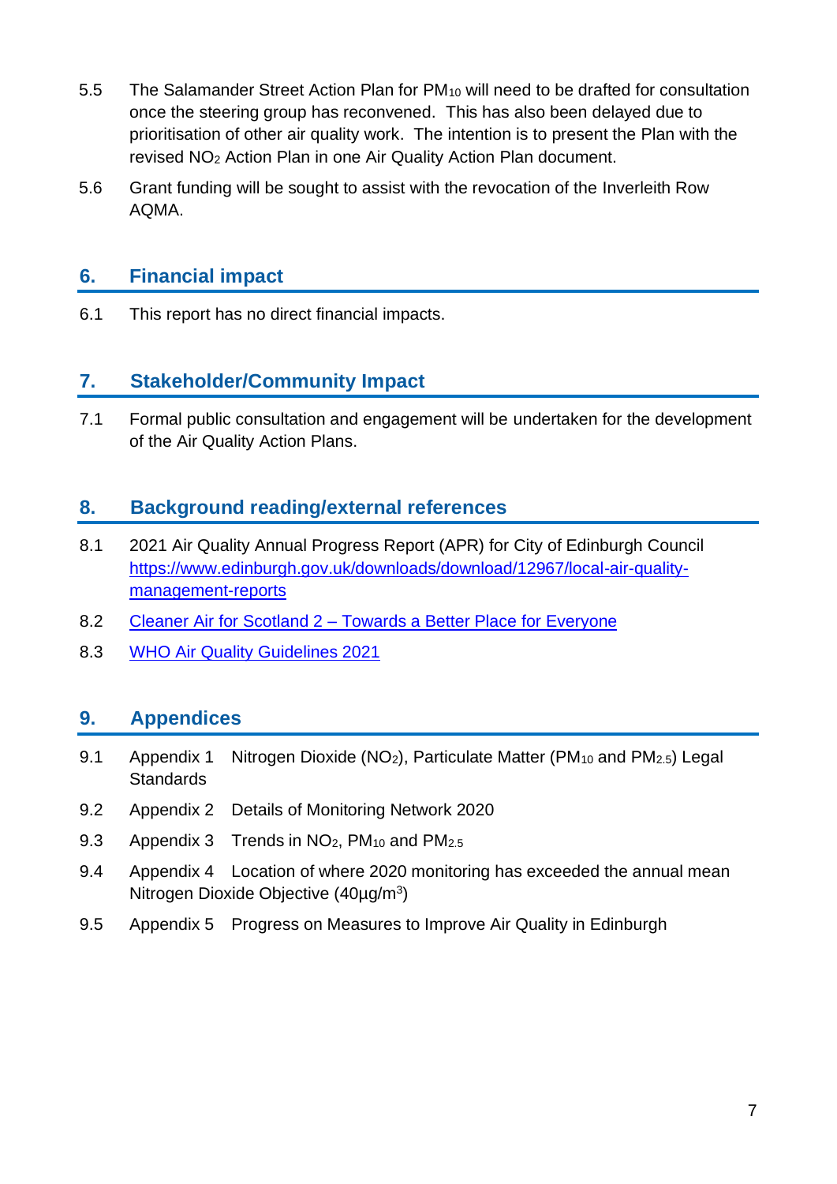5.5 The Salamander Street Action Plan for $PM_{10}$ will need to be drafted for consultation once the steering group has reconvened. This has also been delayed due to prioritisation of other air quality work. The intention is to present the Plan with the revised $NO_2$ Action Plan in one Air Quality Action Plan document.

5.6 Grant funding will be sought to assist with the revocation of the Inverleith Row AQMA.

## 6. Financial impact

6.1 This report has no direct financial impacts.

## 7. Stakeholder/Community Impact

7.1 Formal public consultation and engagement will be undertaken for the development of the Air Quality Action Plans.

## 8. Background reading/external references

8.1 2021 Air Quality Annual Progress Report (APR) for City of Edinburgh Council https://www.edinburgh.gov.uk/downloads/download/12967/local-air-quality-management-reports

8.2 Cleaner Air for Scotland 2 – Towards a Better Place for Everyone

8.3 WHO Air Quality Guidelines 2021

## 9. Appendices

9.1 Appendix 1 Nitrogen Dioxide ($NO_2$), Particulate Matter ($PM_{10}$ and $PM_{2.5}$) Legal Standards

9.2 Appendix 2 Details of Monitoring Network 2020

9.3 Appendix 3 Trends in $NO_2$, $PM_{10}$ and $PM_{2.5}$

9.4 Appendix 4 Location of where 2020 monitoring has exceeded the annual mean Nitrogen Dioxide Objective (40µg/$m^3$)

9.5 Appendix 5 Progress on Measures to Improve Air Quality in Edinburgh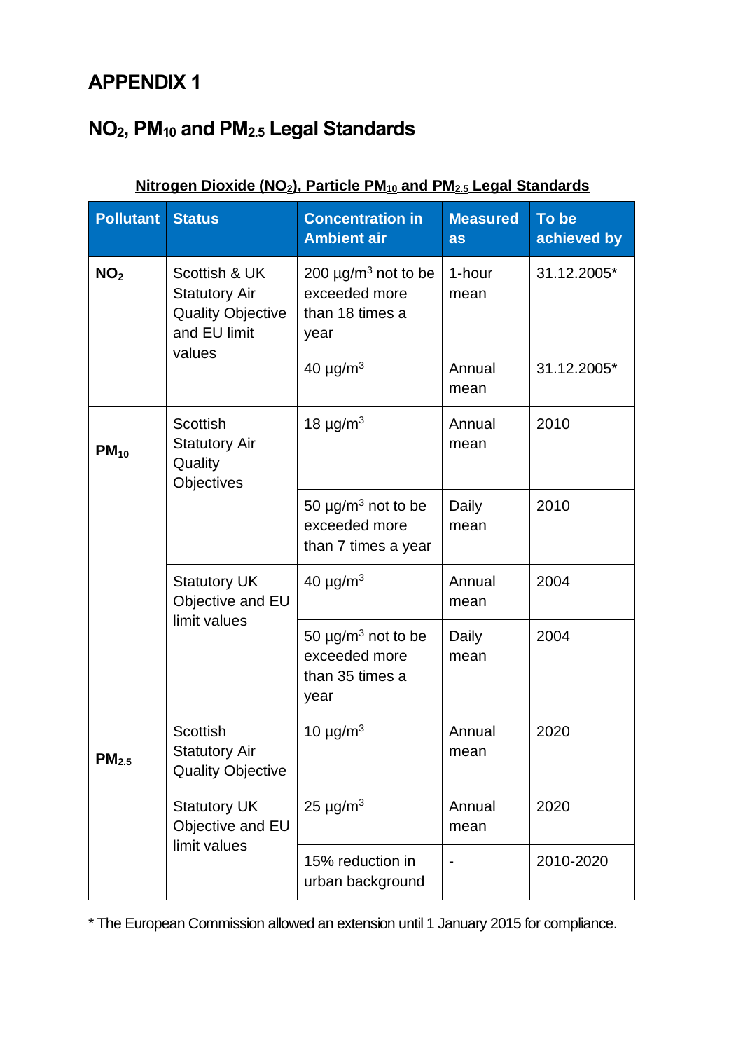# APPENDIX 1

## $NO_2$, $PM_{10}$ and $PM_{2.5}$ Legal Standards

**Nitrogen Dioxide ($NO_2$), Particle $PM_{10}$ and $PM_{2.5}$ Legal Standards**

| Pollutant | Status | Concentration in Ambient air | Measured as | To be achieved by |
|---|---|---|---|---|
| **$NO_2$** | Scottish & UK Statutory Air Quality Objective and EU limit values | 200 µg/m³ not to be exceeded more than 18 times a year | 1-hour mean | 31.12.2005* |
| | | 40 µg/m³ | Annual mean | 31.12.2005* |
| **$PM_{10}$** | Scottish Statutory Air Quality Objectives | 18 µg/m³ | Annual mean | 2010 |
| | | 50 µg/m³ not to be exceeded more than 7 times a year | Daily mean | 2010 |
| | Statutory UK Objective and EU limit values | 40 µg/m³ | Annual mean | 2004 |
| | | 50 µg/m³ not to be exceeded more than 35 times a year | Daily mean | 2004 |
| **$PM_{2.5}$** | Scottish Statutory Air Quality Objective | 10 µg/m³ | Annual mean | 2020 |
| | Statutory UK Objective and EU limit values | 25 µg/m³ | Annual mean | 2020 |
| | | 15% reduction in urban background | - | 2010-2020 |

* The European Commission allowed an extension until 1 January 2015 for compliance.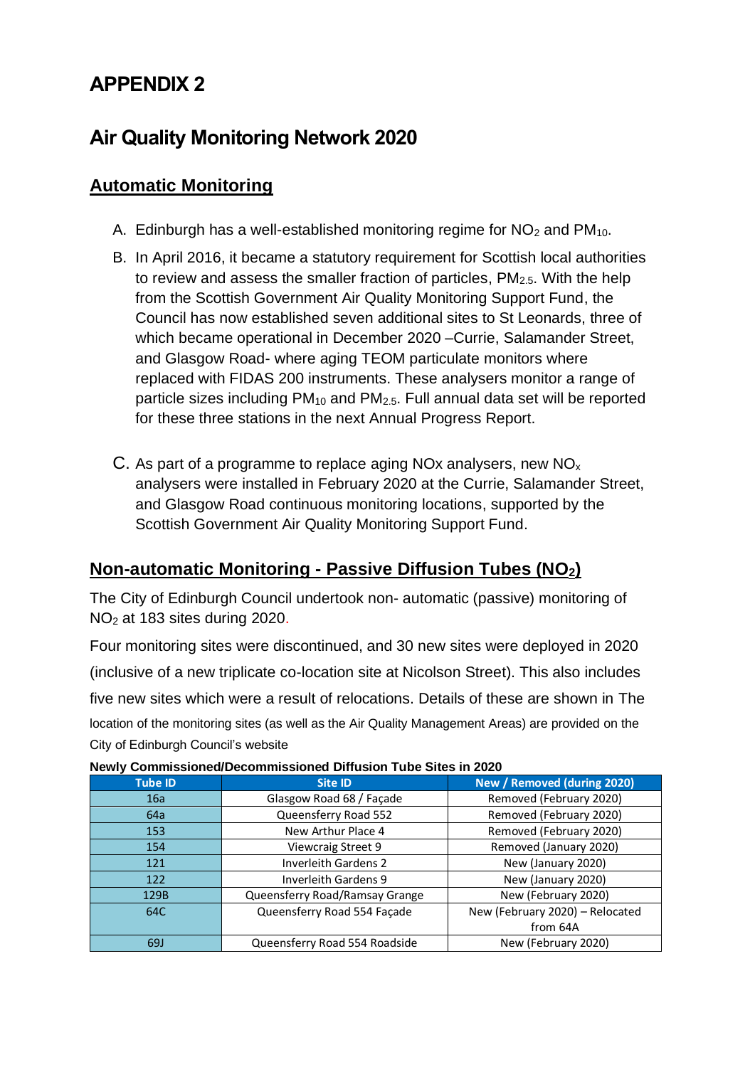# APPENDIX 2

## Air Quality Monitoring Network 2020

### Automatic Monitoring

A. Edinburgh has a well-established monitoring regime for $NO_2$ and $PM_{10}$.

B. In April 2016, it became a statutory requirement for Scottish local authorities to review and assess the smaller fraction of particles, $PM_{2.5}$. With the help from the Scottish Government Air Quality Monitoring Support Fund, the Council has now established seven additional sites to St Leonards, three of which became operational in December 2020 –Currie, Salamander Street, and Glasgow Road- where aging TEOM particulate monitors where replaced with FIDAS 200 instruments. These analysers monitor a range of particle sizes including $PM_{10}$ and $PM_{2.5}$. Full annual data set will be reported for these three stations in the next Annual Progress Report.

C. As part of a programme to replace aging NOx analysers, new $NO_x$ analysers were installed in February 2020 at the Currie, Salamander Street, and Glasgow Road continuous monitoring locations, supported by the Scottish Government Air Quality Monitoring Support Fund.

### Non-automatic Monitoring - Passive Diffusion Tubes ($NO_2$)

The City of Edinburgh Council undertook non- automatic (passive) monitoring of $NO_2$ at 183 sites during 2020.

Four monitoring sites were discontinued, and 30 new sites were deployed in 2020 (inclusive of a new triplicate co-location site at Nicolson Street). This also includes five new sites which were a result of relocations. Details of these are shown in The location of the monitoring sites (as well as the Air Quality Management Areas) are provided on the City of Edinburgh Council's website

**Newly Commissioned/Decommissioned Diffusion Tube Sites in 2020**

| Tube ID | Site ID | New / Removed (during 2020) |
|---|---|---|
| 16a | Glasgow Road 68 / Façade | Removed (February 2020) |
| 64a | Queensferry Road 552 | Removed (February 2020) |
| 153 | New Arthur Place 4 | Removed (February 2020) |
| 154 | Viewcraig Street 9 | Removed (January 2020) |
| 121 | Inverleith Gardens 2 | New (January 2020) |
| 122 | Inverleith Gardens 9 | New (January 2020) |
| 129B | Queensferry Road/Ramsay Grange | New (February 2020) |
| 64C | Queensferry Road 554 Façade | New (February 2020) – Relocated from 64A |
| 69J | Queensferry Road 554 Roadside | New (February 2020) |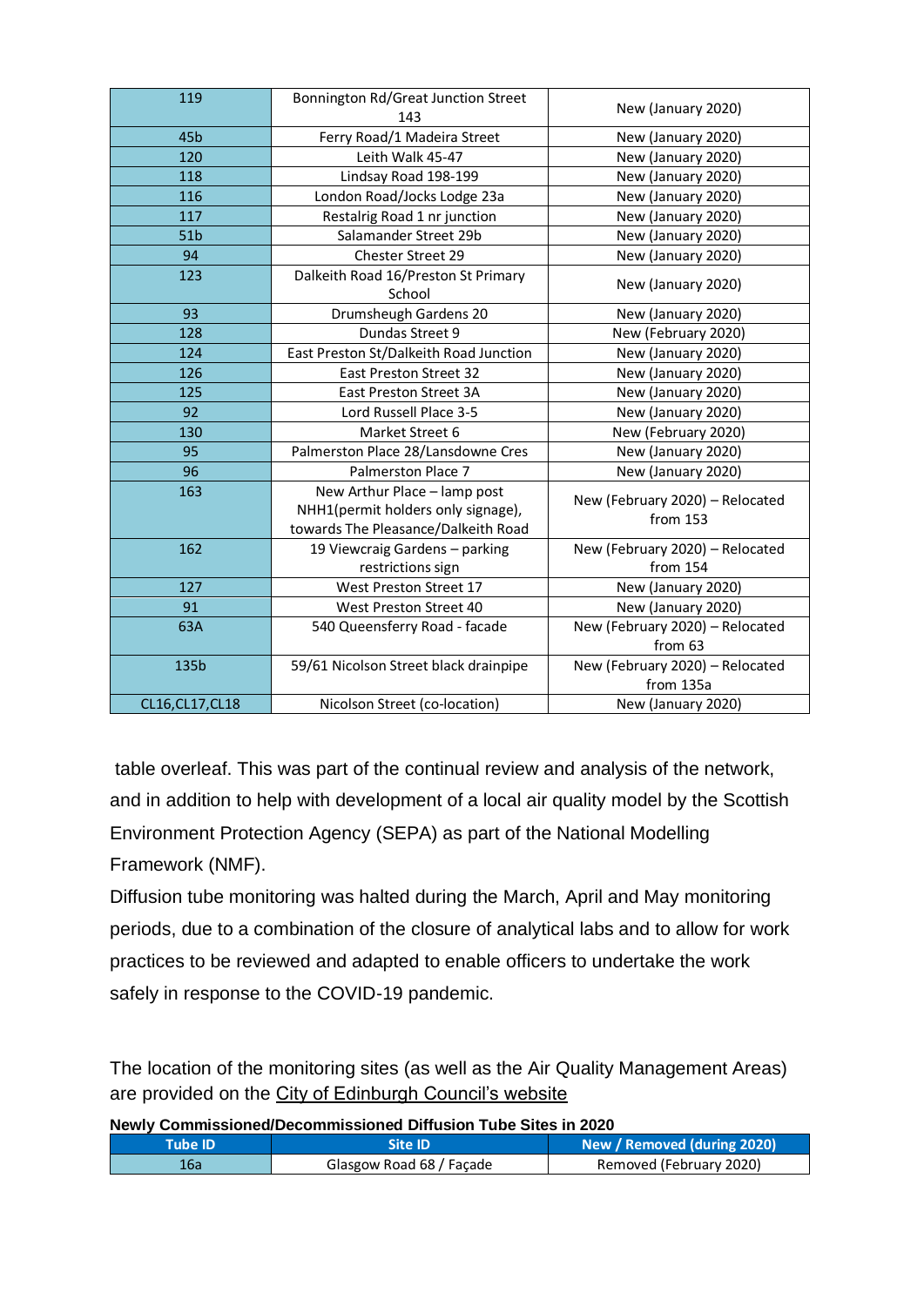| | | |
|---|---|---|
| 119 | Bonnington Rd/Great Junction Street 143 | New (January 2020) |
| 45b | Ferry Road/1 Madeira Street | New (January 2020) |
| 120 | Leith Walk 45-47 | New (January 2020) |
| 118 | Lindsay Road 198-199 | New (January 2020) |
| 116 | London Road/Jocks Lodge 23a | New (January 2020) |
| 117 | Restalrig Road 1 nr junction | New (January 2020) |
| 51b | Salamander Street 29b | New (January 2020) |
| 94 | Chester Street 29 | New (January 2020) |
| 123 | Dalkeith Road 16/Preston St Primary School | New (January 2020) |
| 93 | Drumsheugh Gardens 20 | New (January 2020) |
| 128 | Dundas Street 9 | New (February 2020) |
| 124 | East Preston St/Dalkeith Road Junction | New (January 2020) |
| 126 | East Preston Street 32 | New (January 2020) |
| 125 | East Preston Street 3A | New (January 2020) |
| 92 | Lord Russell Place 3-5 | New (January 2020) |
| 130 | Market Street 6 | New (February 2020) |
| 95 | Palmerston Place 28/Lansdowne Cres | New (January 2020) |
| 96 | Palmerston Place 7 | New (January 2020) |
| 163 | New Arthur Place – lamp post NHH1(permit holders only signage), towards The Pleasance/Dalkeith Road | New (February 2020) – Relocated from 153 |
| 162 | 19 Viewcraig Gardens – parking restrictions sign | New (February 2020) – Relocated from 154 |
| 127 | West Preston Street 17 | New (January 2020) |
| 91 | West Preston Street 40 | New (January 2020) |
| 63A | 540 Queensferry Road - facade | New (February 2020) – Relocated from 63 |
| 135b | 59/61 Nicolson Street black drainpipe | New (February 2020) – Relocated from 135a |
| CL16,CL17,CL18 | Nicolson Street (co-location) | New (January 2020) |

table overleaf. This was part of the continual review and analysis of the network, and in addition to help with development of a local air quality model by the Scottish Environment Protection Agency (SEPA) as part of the National Modelling Framework (NMF).

Diffusion tube monitoring was halted during the March, April and May monitoring periods, due to a combination of the closure of analytical labs and to allow for work practices to be reviewed and adapted to enable officers to undertake the work safely in response to the COVID-19 pandemic.

The location of the monitoring sites (as well as the Air Quality Management Areas) are provided on the City of Edinburgh Council's website

**Newly Commissioned/Decommissioned Diffusion Tube Sites in 2020**

| Tube ID | Site ID | New / Removed (during 2020) |
|---|---|---|
| 16a | Glasgow Road 68 / Façade | Removed (February 2020) |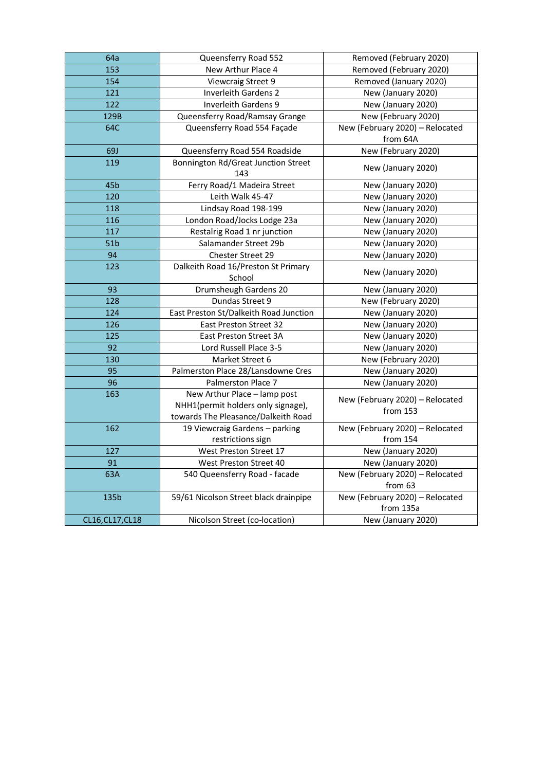| 64a | Queensferry Road 552 | Removed (February 2020) |
|---|---|---|
| 153 | New Arthur Place 4 | Removed (February 2020) |
| 154 | Viewcraig Street 9 | Removed (January 2020) |
| 121 | Inverleith Gardens 2 | New (January 2020) |
| 122 | Inverleith Gardens 9 | New (January 2020) |
| 129B | Queensferry Road/Ramsay Grange | New (February 2020) |
| 64C | Queensferry Road 554 Façade | New (February 2020) – Relocated from 64A |
| 69J | Queensferry Road 554 Roadside | New (February 2020) |
| 119 | Bonnington Rd/Great Junction Street 143 | New (January 2020) |
| 45b | Ferry Road/1 Madeira Street | New (January 2020) |
| 120 | Leith Walk 45-47 | New (January 2020) |
| 118 | Lindsay Road 198-199 | New (January 2020) |
| 116 | London Road/Jocks Lodge 23a | New (January 2020) |
| 117 | Restalrig Road 1 nr junction | New (January 2020) |
| 51b | Salamander Street 29b | New (January 2020) |
| 94 | Chester Street 29 | New (January 2020) |
| 123 | Dalkeith Road 16/Preston St Primary School | New (January 2020) |
| 93 | Drumsheugh Gardens 20 | New (January 2020) |
| 128 | Dundas Street 9 | New (February 2020) |
| 124 | East Preston St/Dalkeith Road Junction | New (January 2020) |
| 126 | East Preston Street 32 | New (January 2020) |
| 125 | East Preston Street 3A | New (January 2020) |
| 92 | Lord Russell Place 3-5 | New (January 2020) |
| 130 | Market Street 6 | New (February 2020) |
| 95 | Palmerston Place 28/Lansdowne Cres | New (January 2020) |
| 96 | Palmerston Place 7 | New (January 2020) |
| 163 | New Arthur Place – lamp post NHH1(permit holders only signage), towards The Pleasance/Dalkeith Road | New (February 2020) – Relocated from 153 |
| 162 | 19 Viewcraig Gardens – parking restrictions sign | New (February 2020) – Relocated from 154 |
| 127 | West Preston Street 17 | New (January 2020) |
| 91 | West Preston Street 40 | New (January 2020) |
| 63A | 540 Queensferry Road - facade | New (February 2020) – Relocated from 63 |
| 135b | 59/61 Nicolson Street black drainpipe | New (February 2020) – Relocated from 135a |
| CL16,CL17,CL18 | Nicolson Street (co-location) | New (January 2020) |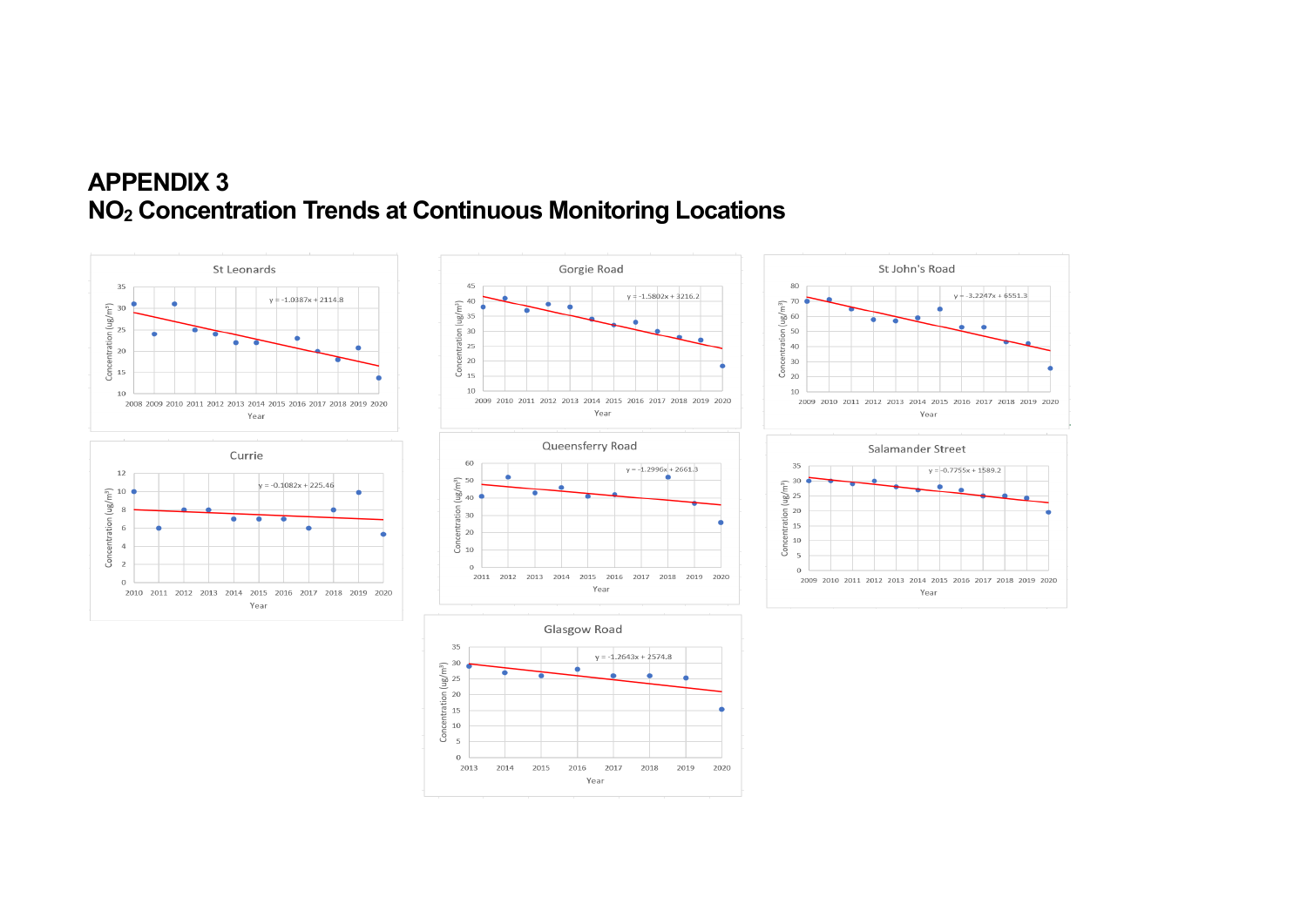# APPENDIX 3

# $NO_2$ Concentration Trends at Continuous Monitoring Locations

**St Leonards**

$y = -1.0387x + 2114.8$

Concentration (ug/m³) vs Year (2008–2020)

**Gorgie Road**

$y = -1.5802x + 3216.2$

Concentration (ug/m³) vs Year (2009–2020)

**St John's Road**

$y = -3.2247x + 6551.3$

Concentration (ug/m³) vs Year (2009–2020)

**Currie**

$y = -0.1082x + 225.46$

Concentration (ug/m³) vs Year (2010–2020)

**Queensferry Road**

$y = -1.2996x + 2661.3$

Concentration (ug/m³) vs Year (2011–2020)

**Salamander Street**

$y = -0.7755x + 1589.2$

Concentration (ug/m³) vs Year (2009–2020)

**Glasgow Road**

$y = -1.2643x + 2574.8$

Concentration (ug/m³) vs Year (2013–2020)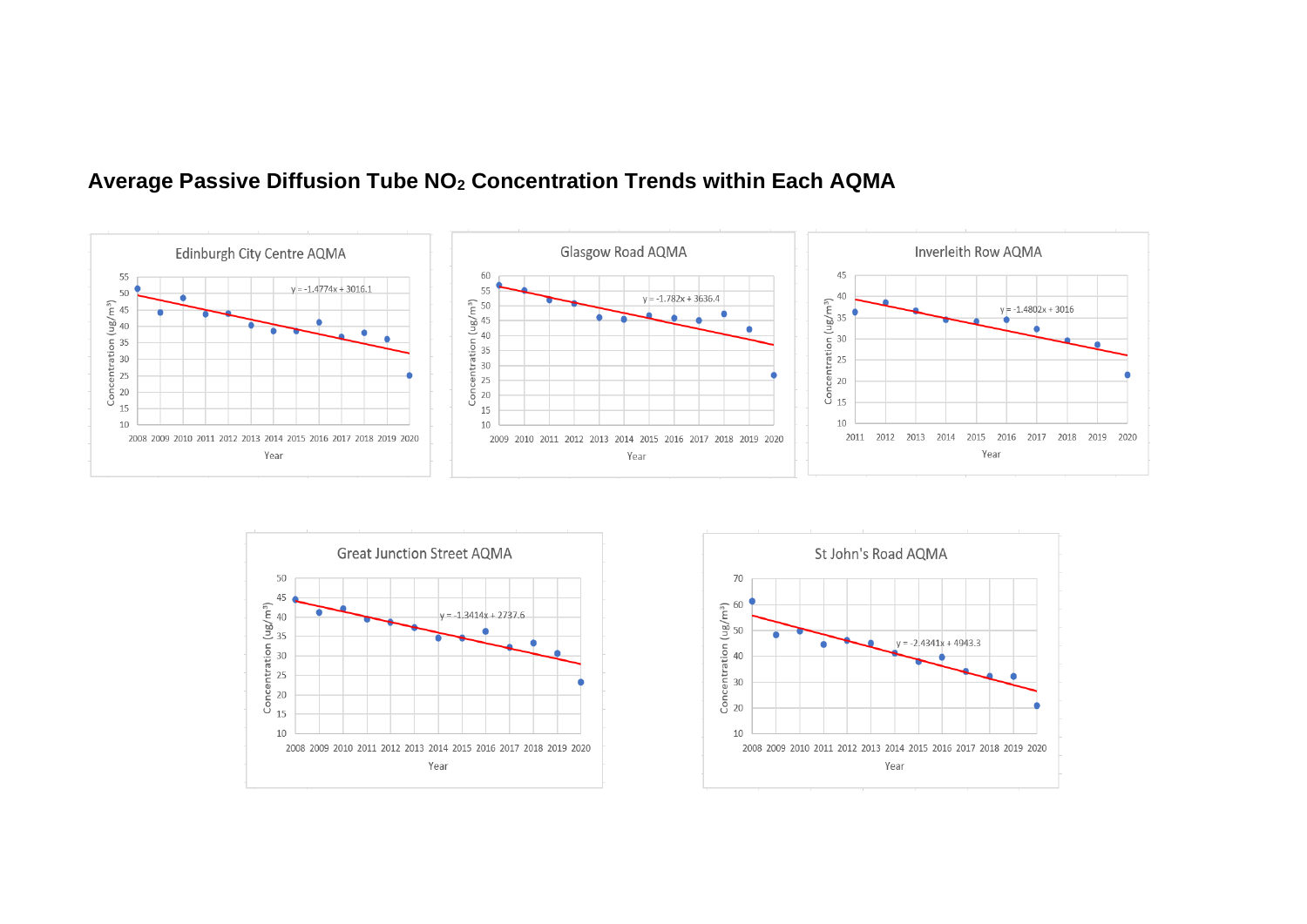## Average Passive Diffusion Tube $NO_2$ Concentration Trends within Each AQMA

**Edinburgh City Centre AQMA**

$y = -1.4774x + 3016.1$

Concentration (ug/m³) vs Year (2008–2020)

**Glasgow Road AQMA**

$y = -1.782x + 3636.4$

Concentration (ug/m³) vs Year (2009–2020)

**Inverleith Row AQMA**

$y = -1.4802x + 3016$

Concentration (ug/m³) vs Year (2011–2020)

**Great Junction Street AQMA**

$y = -1.3414x + 2737.6$

Concentration (ug/m³) vs Year (2008–2020)

**St John's Road AQMA**

$y = -2.4341x + 4943.3$

Concentration (ug/m³) vs Year (2008–2020)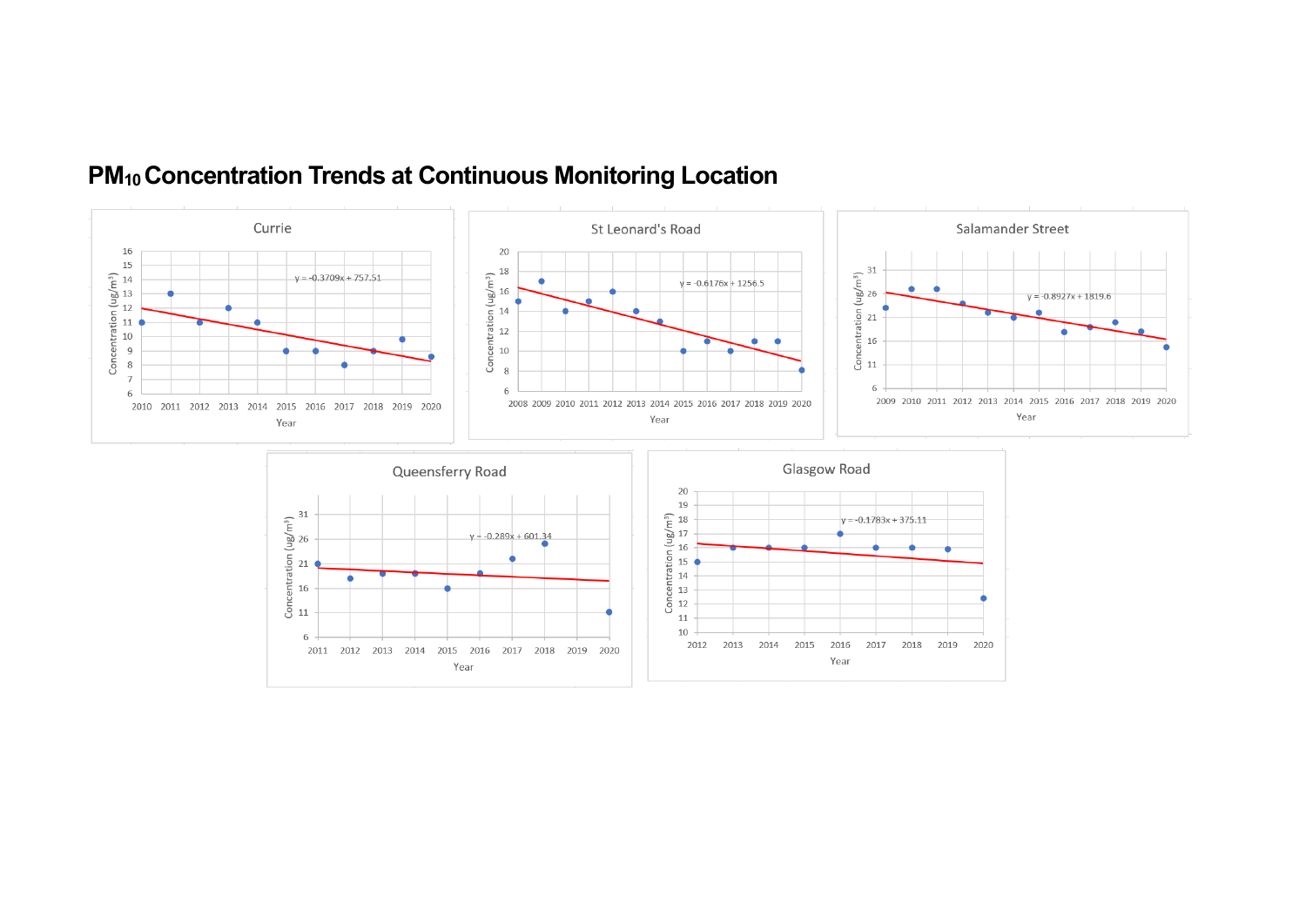# $PM_{10}$ Concentration Trends at Continuous Monitoring Location

### Currie

y = -0.3709x + 757.51

Concentration (ug/m³) vs Year (2010–2020)

### St Leonard's Road

y = -0.6176x + 1256.5

Concentration (ug/m³) vs Year (2008–2020)

### Salamander Street

y = -0.8927x + 1819.6

Concentration (ug/m³) vs Year (2009–2020)

### Queensferry Road

y = -0.289x + 601.34

Concentration (ug/m³) vs Year (2011–2020)

### Glasgow Road

y = -0.1783x + 375.11

Concentration (ug/m³) vs Year (2012–2020)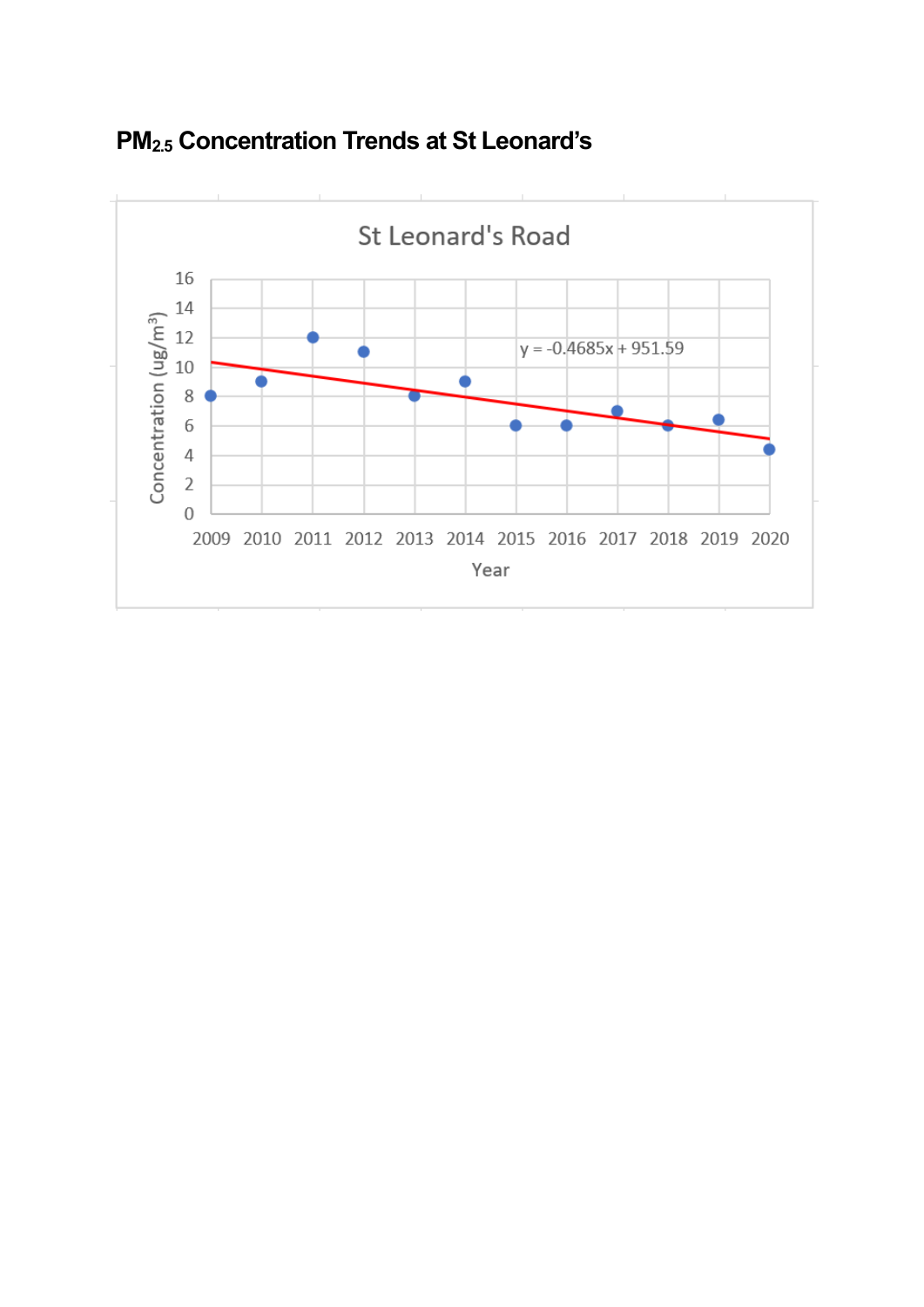## $PM_{2.5}$ Concentration Trends at St Leonard's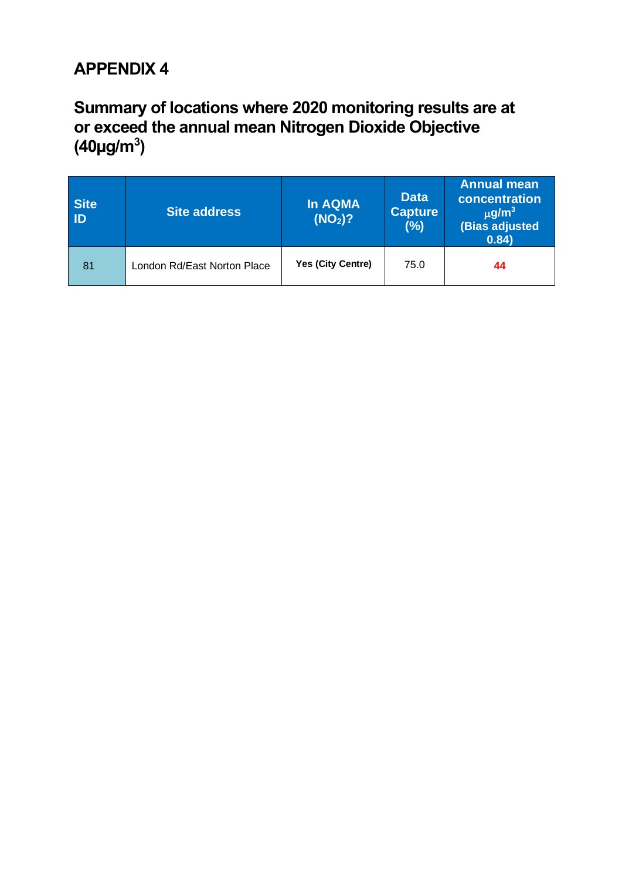# APPENDIX 4

## Summary of locations where 2020 monitoring results are at or exceed the annual mean Nitrogen Dioxide Objective (40µg/m$^3$)

| Site ID | Site address | In AQMA ($NO_2$)? | Data Capture (%) | Annual mean concentration µg/m$^3$ (Bias adjusted 0.84) |
|---|---|---|---|---|
| 81 | London Rd/East Norton Place | **Yes (City Centre)** | 75.0 | **44** |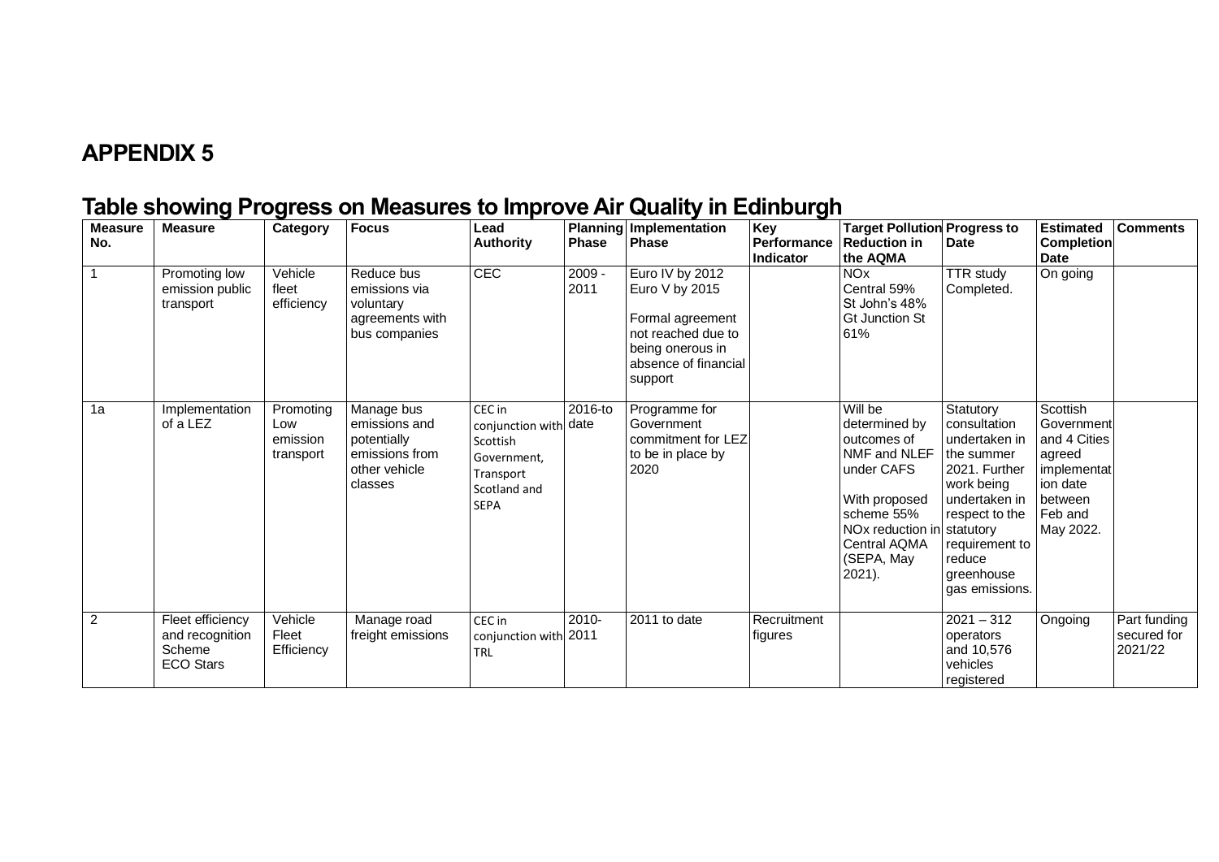# APPENDIX 5

## Table showing Progress on Measures to Improve Air Quality in Edinburgh

| Measure No. | Measure | Category | Focus | Lead Authority | Planning Phase | Implementation Phase | Key Performance Indicator | Target Pollution Reduction in the AQMA | Progress to Date | Estimated Completion Date | Comments |
|---|---|---|---|---|---|---|---|---|---|---|---|
| 1 | Promoting low emission public transport | Vehicle fleet efficiency | Reduce bus emissions via voluntary agreements with bus companies | CEC | 2009 - 2011 | Euro IV by 2012 Euro V by 2015<br><br>Formal agreement not reached due to being onerous in absence of financial support | | NOx Central 59% St John's 48% Gt Junction St 61% | TTR study Completed. | On going | |
| 1a | Implementation of a LEZ | Promoting Low emission transport | Manage bus emissions and potentially emissions from other vehicle classes | CEC in conjunction with Scottish Government, Transport Scotland and SEPA | 2016-to date | Programme for Government commitment for LEZ to be in place by 2020 | | Will be determined by outcomes of NMF and NLEF under CAFS<br><br>With proposed scheme 55% NOx reduction in Central AQMA (SEPA, May 2021). | Statutory consultation undertaken in the summer 2021. Further work being undertaken in respect to the statutory requirement to reduce greenhouse gas emissions. | Scottish Government and 4 Cities agreed implementation date between Feb and May 2022. | |
| 2 | Fleet efficiency and recognition Scheme ECO Stars | Vehicle Fleet Efficiency | Manage road freight emissions | CEC in conjunction with TRL | 2010-2011 | 2011 to date | Recruitment figures | | 2021 – 312 operators and 10,576 vehicles registered | Ongoing | Part funding secured for 2021/22 |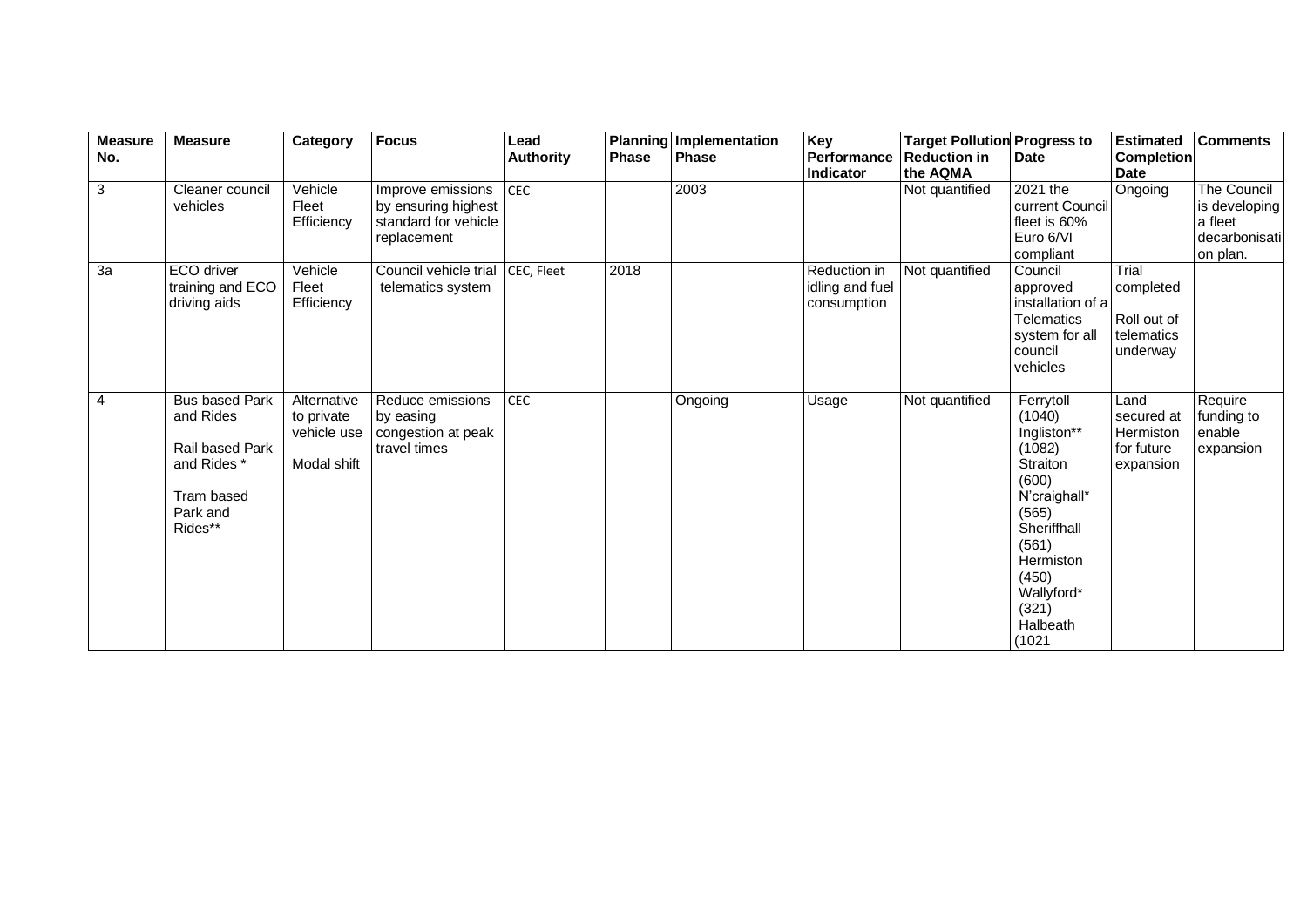| Measure No. | Measure | Category | Focus | Lead Authority | Planning Phase | Implementation Phase | Key Performance Indicator | Target Pollution Reduction in the AQMA | Progress to Date | Estimated Completion Date | Comments |
|---|---|---|---|---|---|---|---|---|---|---|---|
| 3 | Cleaner council vehicles | Vehicle Fleet Efficiency | Improve emissions by ensuring highest standard for vehicle replacement | CEC | | 2003 | | Not quantified | 2021 the current Council fleet is 60% Euro 6/VI compliant | Ongoing | The Council is developing a fleet decarbonisation plan. |
| 3a | ECO driver training and ECO driving aids | Vehicle Fleet Efficiency | Council vehicle trial telematics system | CEC, Fleet | 2018 | | Reduction in idling and fuel consumption | Not quantified | Council approved installation of a Telematics system for all council vehicles | Trial completed<br><br>Roll out of telematics underway | |
| 4 | Bus based Park and Rides<br><br>Rail based Park and Rides *<br><br>Tram based Park and Rides** | Alternative to private vehicle use<br><br>Modal shift | Reduce emissions by easing congestion at peak travel times | CEC | | Ongoing | Usage | Not quantified | Ferrytoll (1040) Ingliston** (1082) Straiton (600) N'craighall* (565) Sheriffhall (561) Hermiston (450) Wallyford* (321) Halbeath (1021 | Land secured at Hermiston for future expansion | Require funding to enable expansion |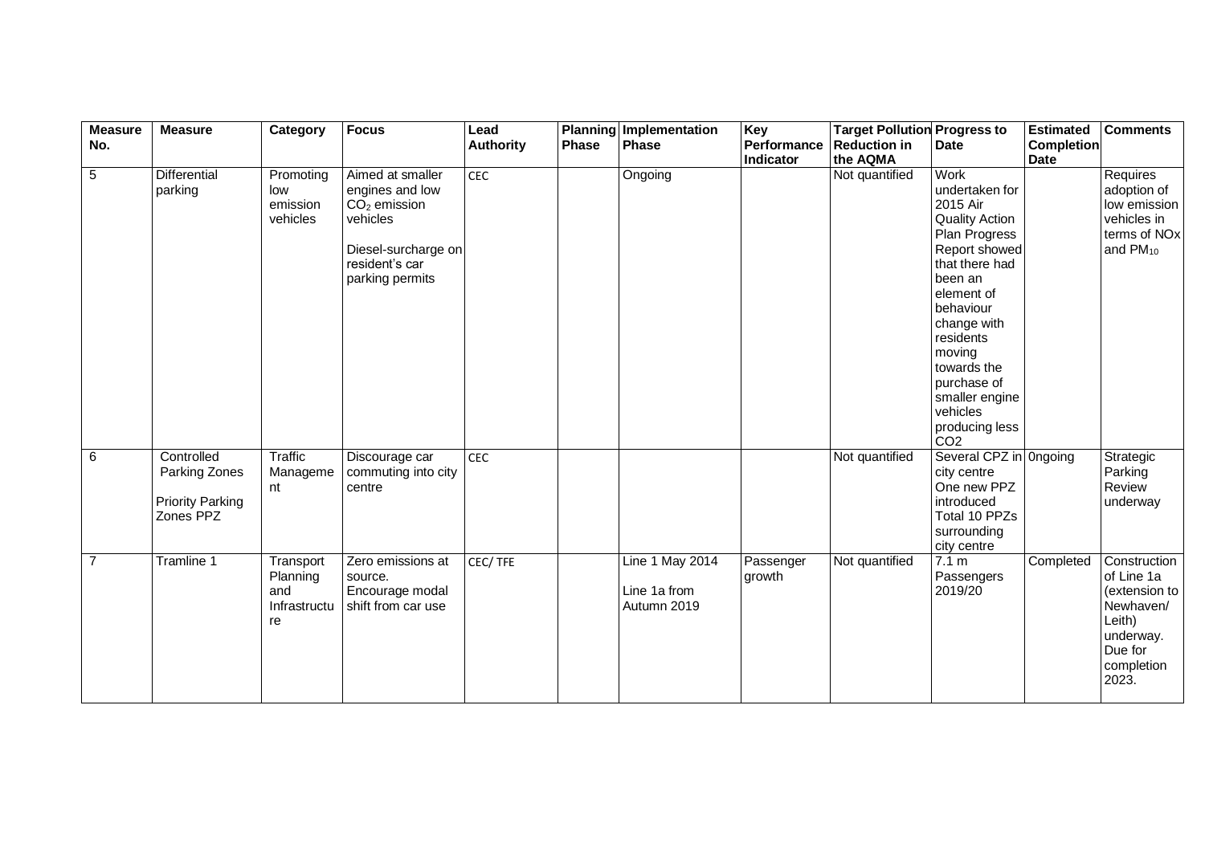| Measure No. | Measure | Category | Focus | Lead Authority | Planning Phase | Implementation Phase | Key Performance Indicator | Target Pollution Reduction in the AQMA | Progress to Date | Estimated Completion Date | Comments |
|---|---|---|---|---|---|---|---|---|---|---|---|
| 5 | Differential parking | Promoting low emission vehicles | Aimed at smaller engines and low $CO_2$ emission vehicles<br><br>Diesel-surcharge on resident's car parking permits | CEC | | Ongoing | | Not quantified | Work undertaken for 2015 Air Quality Action Plan Progress Report showed that there had been an element of behaviour change with residents moving towards the purchase of smaller engine vehicles producing less $CO_2$ | | Requires adoption of low emission vehicles in terms of NOx and $PM_{10}$ |
| 6 | Controlled Parking Zones<br><br>Priority Parking Zones PPZ | Traffic Management | Discourage car commuting into city centre | CEC | | | | Not quantified | Several CPZ in city centre One new PPZ introduced Total 10 PPZs surrounding city centre | 0ngoing | Strategic Parking Review underway |
| 7 | Tramline 1 | Transport Planning and Infrastructure | Zero emissions at source. Encourage modal shift from car use | CEC/ TFE | | Line 1 May 2014<br><br>Line 1a from Autumn 2019 | Passenger growth | Not quantified | 7.1 m Passengers 2019/20 | Completed | Construction of Line 1a (extension to Newhaven/ Leith) underway. Due for completion 2023. |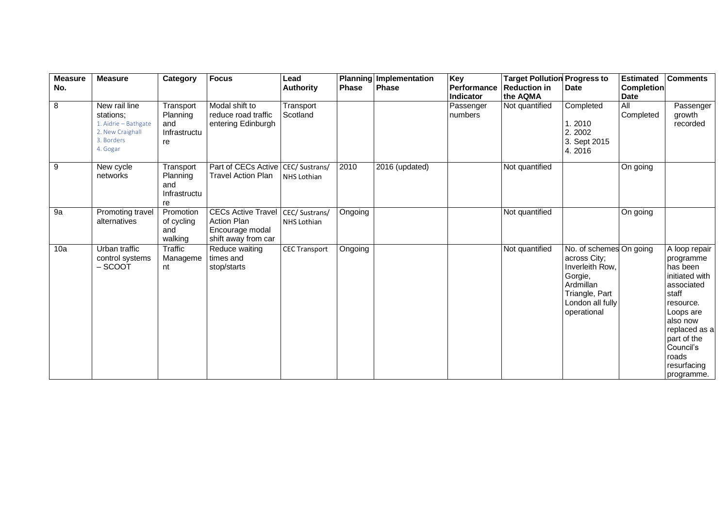| Measure No. | Measure | Category | Focus | Lead Authority | Planning Phase | Implementation Phase | Key Performance Indicator | Target Pollution Reduction in the AQMA | Progress to Date | Estimated Completion Date | Comments |
|---|---|---|---|---|---|---|---|---|---|---|---|
| 8 | New rail line stations; 1. Aidrie – Bathgate 2. New Craighall 3. Borders 4. Gogar | Transport Planning and Infrastructure | Modal shift to reduce road traffic entering Edinburgh | Transport Scotland | | | Passenger numbers | Not quantified | Completed 1. 2010 2. 2002 3. Sept 2015 4. 2016 | All Completed | Passenger growth recorded |
| 9 | New cycle networks | Transport Planning and Infrastructure | Part of CECs Active Travel Action Plan | CEC/ Sustrans/ NHS Lothian | 2010 | 2016 (updated) | | Not quantified | | On going | |
| 9a | Promoting travel alternatives | Promotion of cycling and walking | CECs Active Travel Action Plan Encourage modal shift away from car | CEC/ Sustrans/ NHS Lothian | Ongoing | | | Not quantified | | On going | |
| 10a | Urban traffic control systems – SCOOT | Traffic Management | Reduce waiting times and stop/starts | CEC Transport | Ongoing | | | Not quantified | No. of schemes across City; Inverleith Row, Gorgie, Ardmillan Triangle, Part London all fully operational | On going | A loop repair programme has been initiated with associated staff resource. Loops are also now replaced as a part of the Council's roads resurfacing programme. |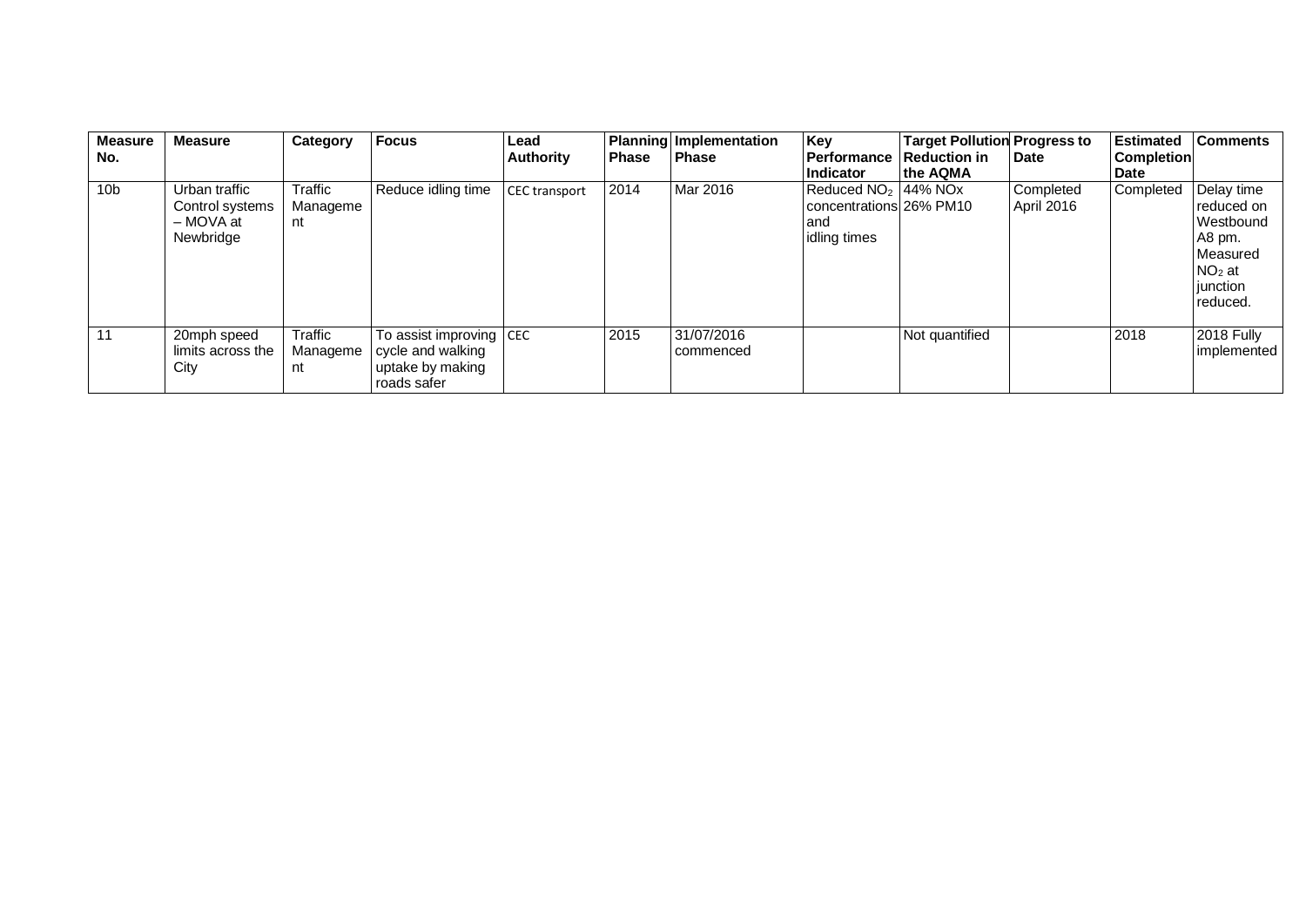| Measure No. | Measure | Category | Focus | Lead Authority | Planning Phase | Implementation Phase | Key Performance Indicator | Target Pollution Reduction in the AQMA | Progress to Date | Estimated Completion Date | Comments |
|---|---|---|---|---|---|---|---|---|---|---|---|
| 10b | Urban traffic Control systems – MOVA at Newbridge | Traffic Management | Reduce idling time | CEC transport | 2014 | Mar 2016 | Reduced $NO_2$ concentrations and idling times | 44% NOx 26% PM10 | Completed April 2016 | Completed | Delay time reduced on Westbound A8 pm. Measured $NO_2$ at junction reduced. |
| 11 | 20mph speed limits across the City | Traffic Management | To assist improving cycle and walking uptake by making roads safer | CEC | 2015 | 31/07/2016 commenced | | Not quantified | | 2018 | 2018 Fully implemented |